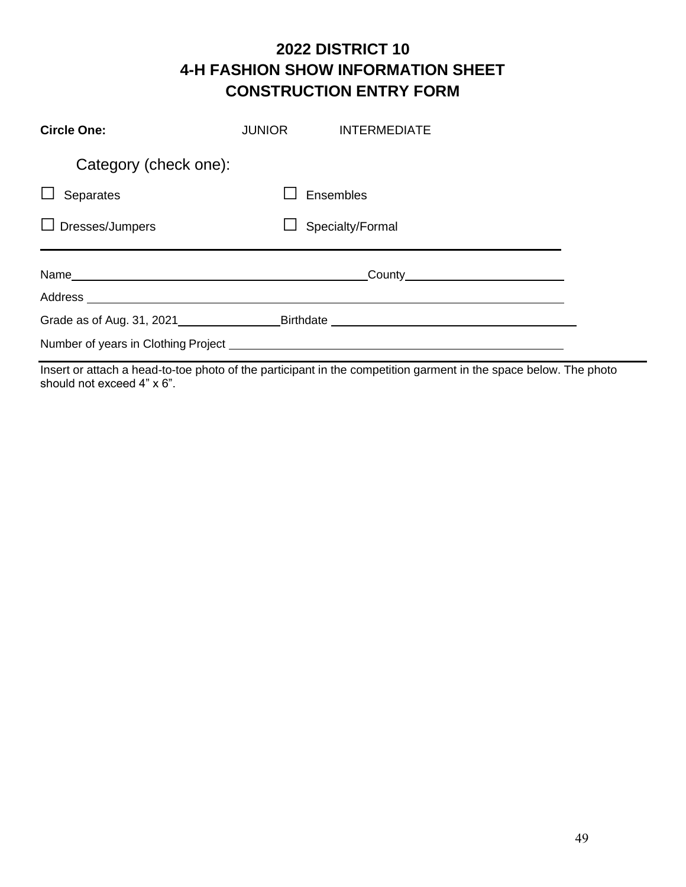# 2022 DISTRICT 10
# 4-H FASHION SHOW INFORMATION SHEET
# CONSTRUCTION ENTRY FORM

**Circle One:** JUNIOR INTERMEDIATE

Category (check one):

☐ Separates ☐ Ensembles

☐ Dresses/Jumpers ☐ Specialty/Formal

---

Name\_\_\_\_\_\_\_\_\_\_\_\_\_\_\_\_\_\_\_\_\_\_\_\_\_\_\_\_\_\_\_\_\_\_\_\_\_\_\_\_County\_\_\_\_\_\_\_\_\_\_\_\_\_\_\_\_\_\_\_\_\_\_\_\_

Address \_\_\_\_\_\_\_\_\_\_\_\_\_\_\_\_\_\_\_\_\_\_\_\_\_\_\_\_\_\_\_\_\_\_\_\_\_\_\_\_\_\_\_\_\_\_\_\_\_\_\_\_\_\_\_\_\_\_\_\_\_\_\_\_\_\_

Grade as of Aug. 31, 2021\_\_\_\_\_\_\_\_\_\_\_\_\_\_\_\_Birthdate \_\_\_\_\_\_\_\_\_\_\_\_\_\_\_\_\_\_\_\_\_\_\_\_\_\_\_\_\_\_\_\_\_\_\_\_

Number of years in Clothing Project \_\_\_\_\_\_\_\_\_\_\_\_\_\_\_\_\_\_\_\_\_\_\_\_\_\_\_\_\_\_\_\_\_\_\_\_\_\_\_\_\_\_\_\_\_\_

---

Insert or attach a head-to-toe photo of the participant in the competition garment in the space below. The photo should not exceed 4" x 6".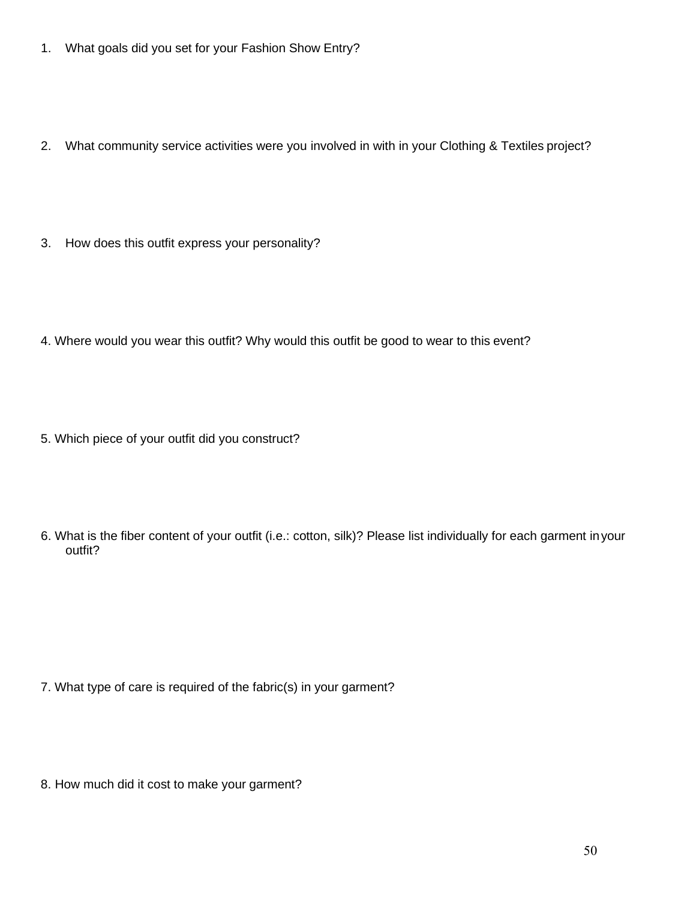1. What goals did you set for your Fashion Show Entry?

2. What community service activities were you involved in with in your Clothing & Textiles project?

3. How does this outfit express your personality?

4. Where would you wear this outfit? Why would this outfit be good to wear to this event?

5. Which piece of your outfit did you construct?

6. What is the fiber content of your outfit (i.e.: cotton, silk)? Please list individually for each garment in your outfit?

7. What type of care is required of the fabric(s) in your garment?

8. How much did it cost to make your garment?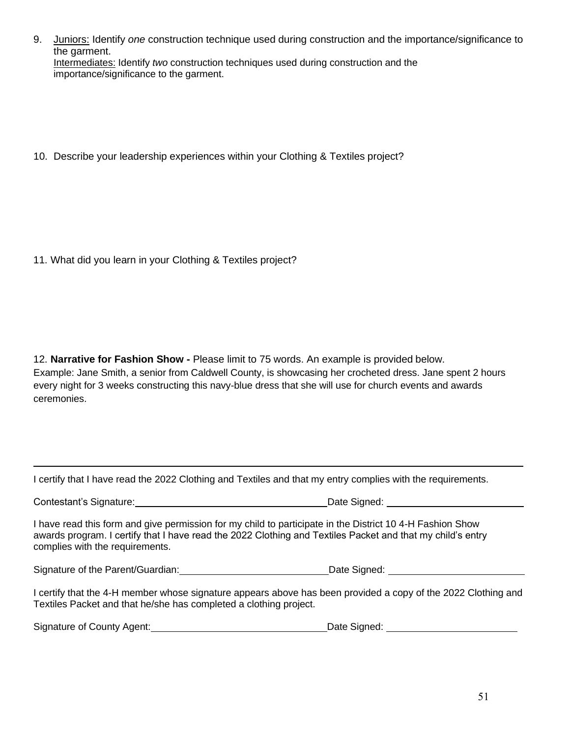9. Juniors: Identify *one* construction technique used during construction and the importance/significance to the garment.
   Intermediates: Identify *two* construction techniques used during construction and the importance/significance to the garment.

10. Describe your leadership experiences within your Clothing & Textiles project?

11. What did you learn in your Clothing & Textiles project?

12. **Narrative for Fashion Show -** Please limit to 75 words. An example is provided below.
Example: Jane Smith, a senior from Caldwell County, is showcasing her crocheted dress. Jane spent 2 hours every night for 3 weeks constructing this navy-blue dress that she will use for church events and awards ceremonies.

---

I certify that I have read the 2022 Clothing and Textiles and that my entry complies with the requirements.

Contestant's Signature:\_\_\_\_\_\_\_\_\_\_\_\_\_\_\_\_\_\_\_\_\_\_\_\_\_\_\_\_\_\_\_\_\_\_Date Signed: \_\_\_\_\_\_\_\_\_\_\_\_\_\_\_\_\_\_\_\_\_\_\_\_

I have read this form and give permission for my child to participate in the District 10 4-H Fashion Show awards program. I certify that I have read the 2022 Clothing and Textiles Packet and that my child's entry complies with the requirements.

Signature of the Parent/Guardian:\_\_\_\_\_\_\_\_\_\_\_\_\_\_\_\_\_\_\_\_\_\_\_\_\_\_Date Signed: \_\_\_\_\_\_\_\_\_\_\_\_\_\_\_\_\_\_\_\_\_\_\_\_

I certify that the 4-H member whose signature appears above has been provided a copy of the 2022 Clothing and Textiles Packet and that he/she has completed a clothing project.

Signature of County Agent:\_\_\_\_\_\_\_\_\_\_\_\_\_\_\_\_\_\_\_\_\_\_\_\_\_\_\_\_\_\_Date Signed: \_\_\_\_\_\_\_\_\_\_\_\_\_\_\_\_\_\_\_\_\_\_\_\_